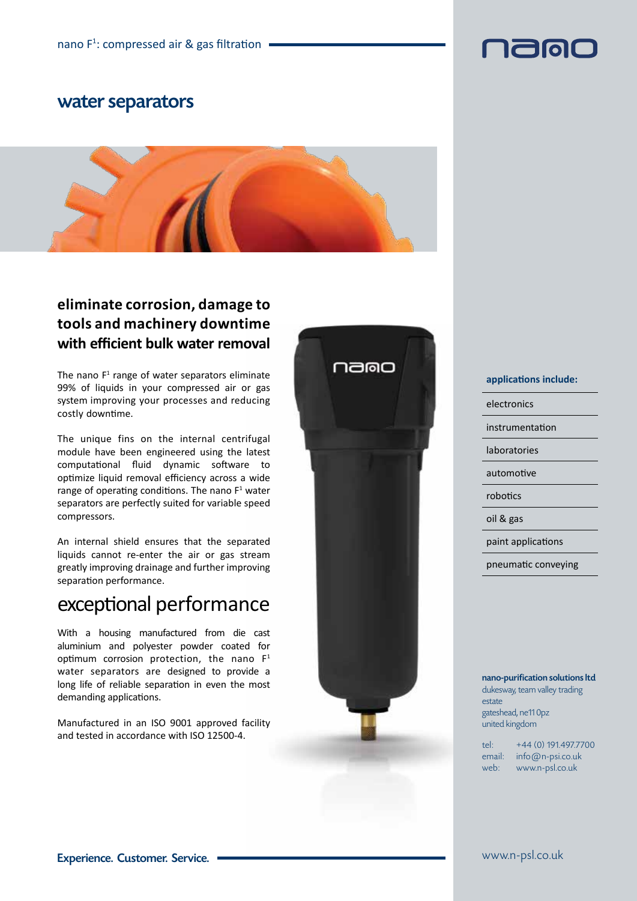nano F[1]: compressed air & gas filtration

# water separators

## eliminate corrosion, damage to tools and machinery downtime with efficient bulk water removal

The nano F[1] range of water separators eliminate 99% of liquids in your compressed air or gas system improving your processes and reducing costly downtime.

The unique fins on the internal centrifugal module have been engineered using the latest computational fluid dynamic software to optimize liquid removal efficiency across a wide range of operating conditions. The nano F[1] water separators are perfectly suited for variable speed compressors.

An internal shield ensures that the separated liquids cannot re-enter the air or gas stream greatly improving drainage and further improving separation performance.

## exceptional performance

With a housing manufactured from die cast aluminium and polyester powder coated for optimum corrosion protection, the nano F[1] water separators are designed to provide a long life of reliable separation in even the most demanding applications.

Manufactured in an ISO 9001 approved facility and tested in accordance with ISO 12500-4.

**applications include:**

- electronics
- instrumentation
- laboratories
- automotive
- robotics
- oil & gas
- paint applications
- pneumatic conveying

**nano-purification solutions ltd**
dukesway, team valley trading estate
gateshead, ne11 0pz
united kingdom

tel: +44 (0) 191.497.7700
email: info@n-psi.co.uk
web: www.n-psl.co.uk

Experience. Customer. Service.

www.n-psl.co.uk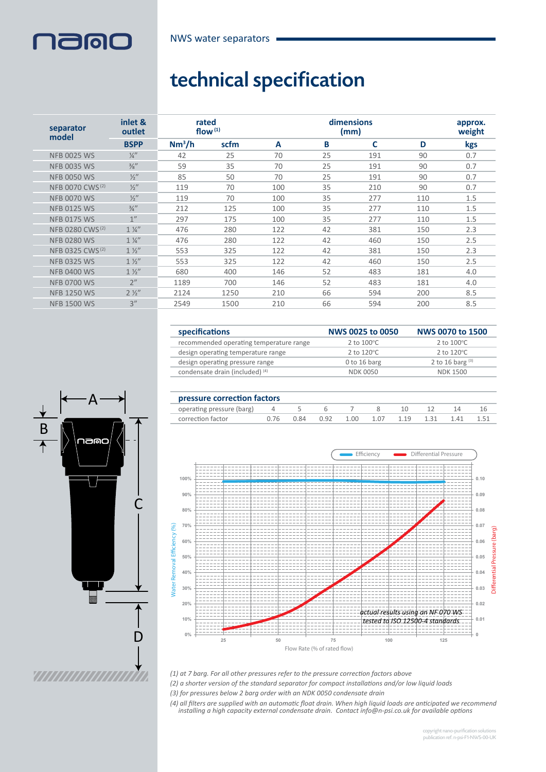NWS water separators

# technical specification

| separator model | inlet & outlet | rated flow (1) | | dimensions (mm) | | | | approx. weight |
|---|---|---|---|---|---|---|---|---|
| | BSPP | Nm³/h | scfm | A | B | C | D | kgs |
| NFB 0025 WS | ¼" | 42 | 25 | 70 | 25 | 191 | 90 | 0.7 |
| NFB 0035 WS | ⅜" | 59 | 35 | 70 | 25 | 191 | 90 | 0.7 |
| NFB 0050 WS | ½" | 85 | 50 | 70 | 25 | 191 | 90 | 0.7 |
| NFB 0070 CWS (2) | ½" | 119 | 70 | 100 | 35 | 210 | 90 | 0.7 |
| NFB 0070 WS | ½" | 119 | 70 | 100 | 35 | 277 | 110 | 1.5 |
| NFB 0125 WS | ¾" | 212 | 125 | 100 | 35 | 277 | 110 | 1.5 |
| NFB 0175 WS | 1" | 297 | 175 | 100 | 35 | 277 | 110 | 1.5 |
| NFB 0280 CWS (2) | 1 ¼" | 476 | 280 | 122 | 42 | 381 | 150 | 2.3 |
| NFB 0280 WS | 1 ¼" | 476 | 280 | 122 | 42 | 460 | 150 | 2.5 |
| NFB 0325 CWS (2) | 1 ½" | 553 | 325 | 122 | 42 | 381 | 150 | 2.3 |
| NFB 0325 WS | 1 ½" | 553 | 325 | 122 | 42 | 460 | 150 | 2.5 |
| NFB 0400 WS | 1 ½" | 680 | 400 | 146 | 52 | 483 | 181 | 4.0 |
| NFB 0700 WS | 2" | 1189 | 700 | 146 | 52 | 483 | 181 | 4.0 |
| NFB 1250 WS | 2 ½" | 2124 | 1250 | 210 | 66 | 594 | 200 | 8.5 |
| NFB 1500 WS | 3" | 2549 | 1500 | 210 | 66 | 594 | 200 | 8.5 |

| specifications | NWS 0025 to 0050 | NWS 0070 to 1500 |
|---|---|---|
| recommended operating temperature range | 2 to 100°C | 2 to 100°C |
| design operating temperature range | 2 to 120°C | 2 to 120°C |
| design operating pressure range | 0 to 16 barg | 2 to 16 barg (3) |
| condensate drain (included) (4) | NDK 0050 | NDK 1500 |

| pressure correction factors | | | | | | | | | |
|---|---|---|---|---|---|---|---|---|---|
| operating pressure (barg) | 4 | 5 | 6 | 7 | 8 | 10 | 12 | 14 | 16 |
| correction factor | 0.76 | 0.84 | 0.92 | 1.00 | 1.07 | 1.19 | 1.31 | 1.41 | 1.51 |

A
B
C
D

Efficiency
Differential Pressure

Water Removal Efficiency (%)
100%
90%
80%
70%
60%
50%
40%
30%
20%
10%
0%

Differential Pressure (barg)
0.10
0.09
0.08
0.07
0.06
0.05
0.04
0.03
0.02
0.01
0

25
50
75
100
125
Flow Rate (% of rated flow)

*actual results using an NF 070 WS tested to ISO 12500-4 standards*

*(1) at 7 barg. For all other pressures refer to the pressure correction factors above*

*(2) a shorter version of the standard separator for compact installations and/or low liquid loads*

*(3) for pressures below 2 barg order with an NDK 0050 condensate drain*

*(4) all filters are supplied with an automatic float drain. When high liquid loads are anticipated we recommend installing a high capacity external condensate drain. Contact info@n-psi.co.uk for available options*

copyright nano-purification solutions
publication ref. n-psi-F1-NWS-00-UK